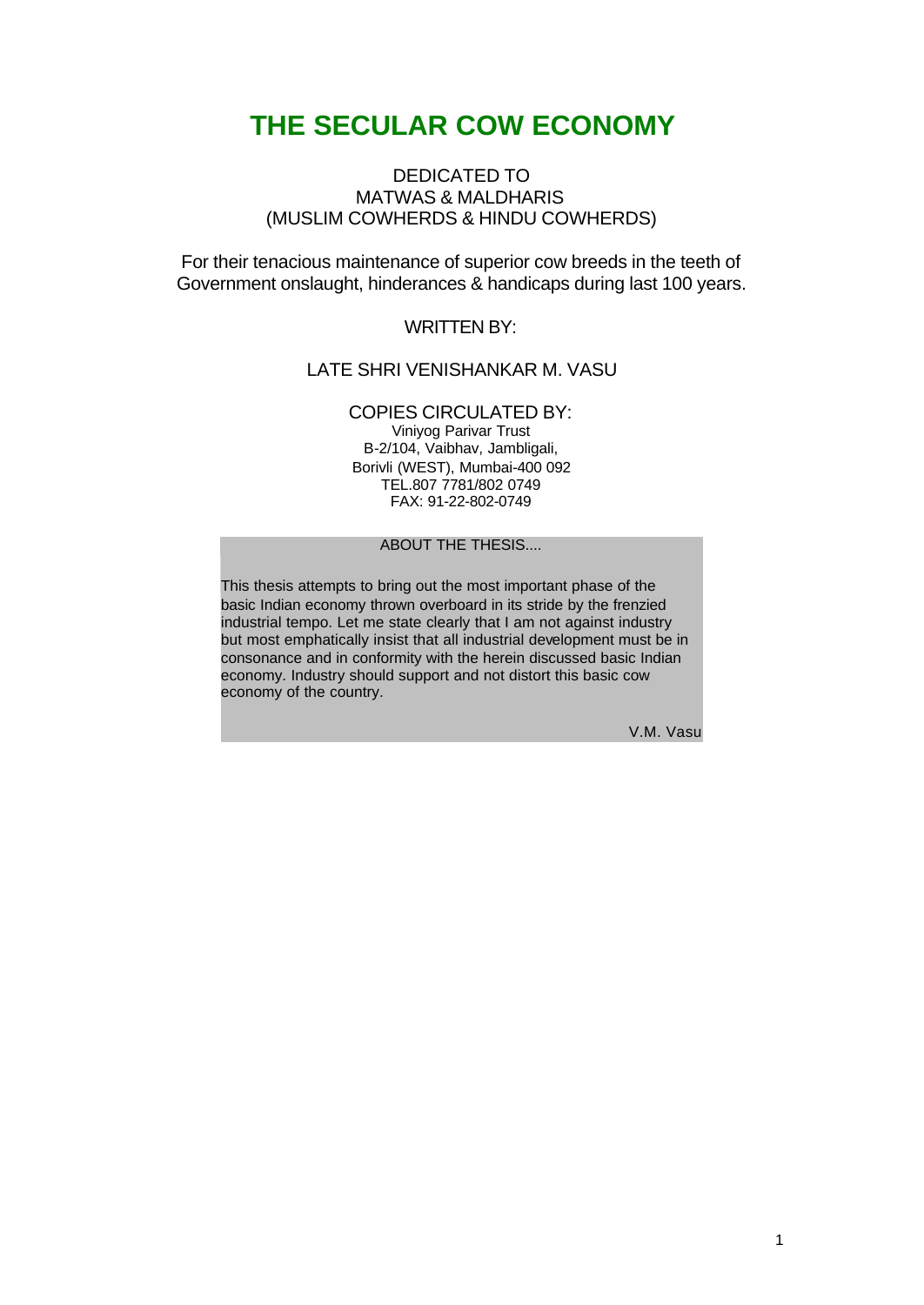# THE SECULAR COW ECONOMY

DEDICATED TO
MATWAS & MALDHARIS
(MUSLIM COWHERDS & HINDU COWHERDS)

For their tenacious maintenance of superior cow breeds in the teeth of Government onslaught, hinderances & handicaps during last 100 years.

WRITTEN BY:

LATE SHRI VENISHANKAR M. VASU

COPIES CIRCULATED BY:
Viniyog Parivar Trust
B-2/104, Vaibhav, Jambligali,
Borivli (WEST), Mumbai-400 092
TEL.807 7781/802 0749
FAX: 91-22-802-0749

ABOUT THE THESIS....

This thesis attempts to bring out the most important phase of the basic Indian economy thrown overboard in its stride by the frenzied industrial tempo. Let me state clearly that I am not against industry but most emphatically insist that all industrial development must be in consonance and in conformity with the herein discussed basic Indian economy. Industry should support and not distort this basic cow economy of the country.

V.M. Vasu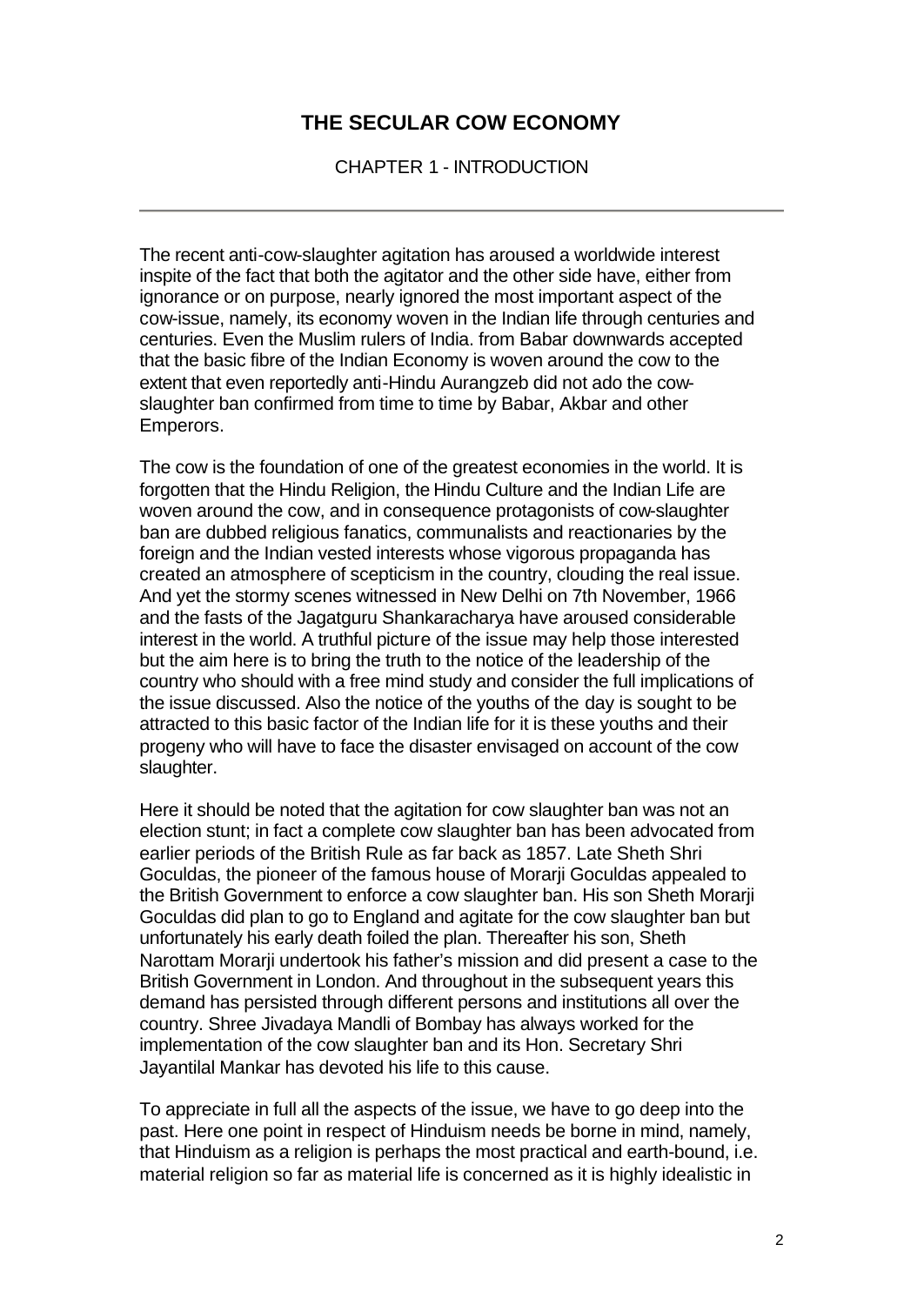# THE SECULAR COW ECONOMY

CHAPTER 1 - INTRODUCTION

---

The recent anti-cow-slaughter agitation has aroused a worldwide interest inspite of the fact that both the agitator and the other side have, either from ignorance or on purpose, nearly ignored the most important aspect of the cow-issue, namely, its economy woven in the Indian life through centuries and centuries. Even the Muslim rulers of India. from Babar downwards accepted that the basic fibre of the Indian Economy is woven around the cow to the extent that even reportedly anti-Hindu Aurangzeb did not ado the cow-slaughter ban confirmed from time to time by Babar, Akbar and other Emperors.

The cow is the foundation of one of the greatest economies in the world. It is forgotten that the Hindu Religion, the Hindu Culture and the Indian Life are woven around the cow, and in consequence protagonists of cow-slaughter ban are dubbed religious fanatics, communalists and reactionaries by the foreign and the Indian vested interests whose vigorous propaganda has created an atmosphere of scepticism in the country, clouding the real issue. And yet the stormy scenes witnessed in New Delhi on 7th November, 1966 and the fasts of the Jagatguru Shankaracharya have aroused considerable interest in the world. A truthful picture of the issue may help those interested but the aim here is to bring the truth to the notice of the leadership of the country who should with a free mind study and consider the full implications of the issue discussed. Also the notice of the youths of the day is sought to be attracted to this basic factor of the Indian life for it is these youths and their progeny who will have to face the disaster envisaged on account of the cow slaughter.

Here it should be noted that the agitation for cow slaughter ban was not an election stunt; in fact a complete cow slaughter ban has been advocated from earlier periods of the British Rule as far back as 1857. Late Sheth Shri Goculdas, the pioneer of the famous house of Morarji Goculdas appealed to the British Government to enforce a cow slaughter ban. His son Sheth Morarji Goculdas did plan to go to England and agitate for the cow slaughter ban but unfortunately his early death foiled the plan. Thereafter his son, Sheth Narottam Morarji undertook his father's mission and did present a case to the British Government in London. And throughout in the subsequent years this demand has persisted through different persons and institutions all over the country. Shree Jivadaya Mandli of Bombay has always worked for the implementation of the cow slaughter ban and its Hon. Secretary Shri Jayantilal Mankar has devoted his life to this cause.

To appreciate in full all the aspects of the issue, we have to go deep into the past. Here one point in respect of Hinduism needs be borne in mind, namely, that Hinduism as a religion is perhaps the most practical and earth-bound, i.e. material religion so far as material life is concerned as it is highly idealistic in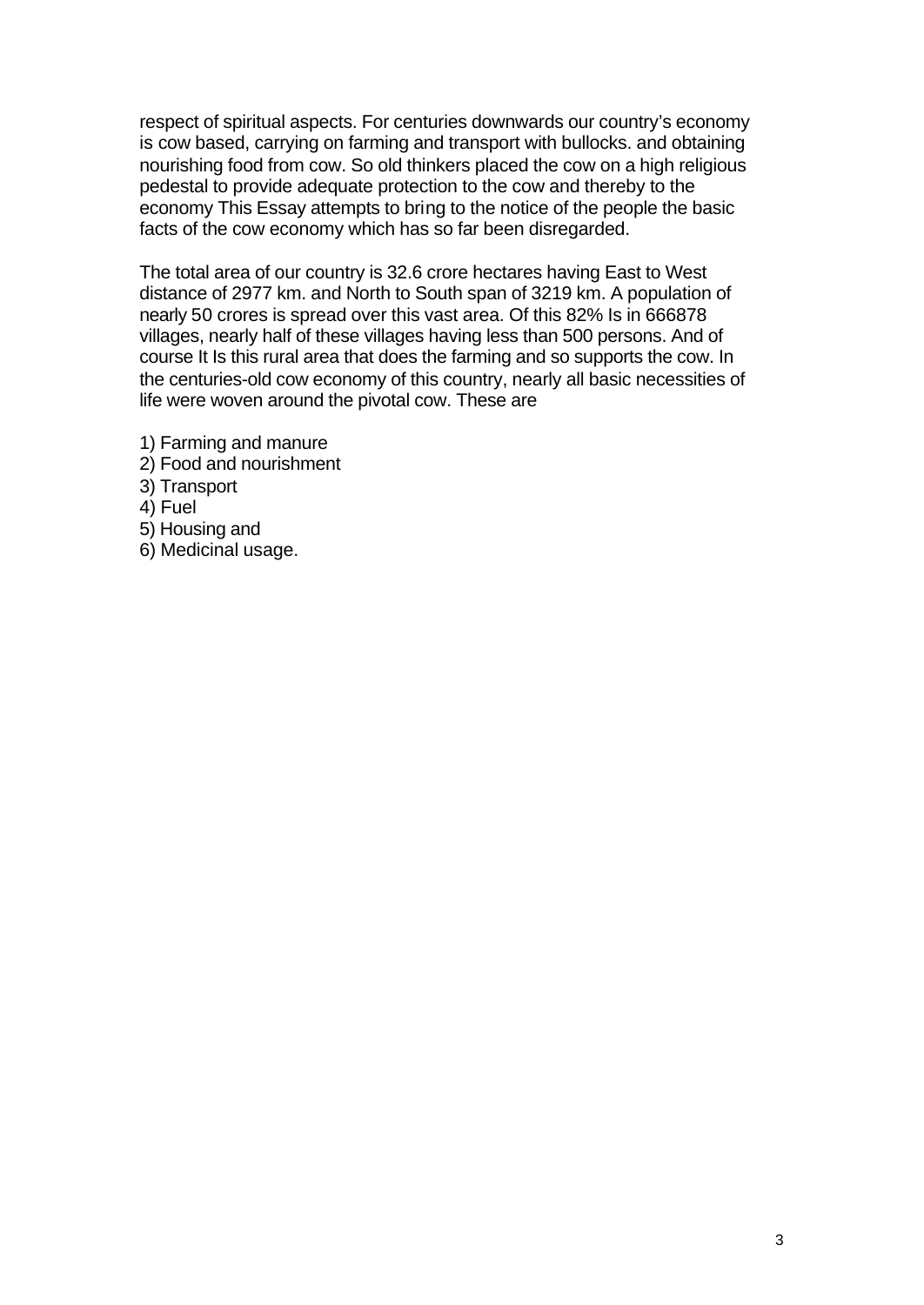respect of spiritual aspects. For centuries downwards our country's economy is cow based, carrying on farming and transport with bullocks. and obtaining nourishing food from cow. So old thinkers placed the cow on a high religious pedestal to provide adequate protection to the cow and thereby to the economy This Essay attempts to bring to the notice of the people the basic facts of the cow economy which has so far been disregarded.

The total area of our country is 32.6 crore hectares having East to West distance of 2977 km. and North to South span of 3219 km. A population of nearly 50 crores is spread over this vast area. Of this 82% Is in 666878 villages, nearly half of these villages having less than 500 persons. And of course It Is this rural area that does the farming and so supports the cow. In the centuries-old cow economy of this country, nearly all basic necessities of life were woven around the pivotal cow. These are

1) Farming and manure
2) Food and nourishment
3) Transport
4) Fuel
5) Housing and
6) Medicinal usage.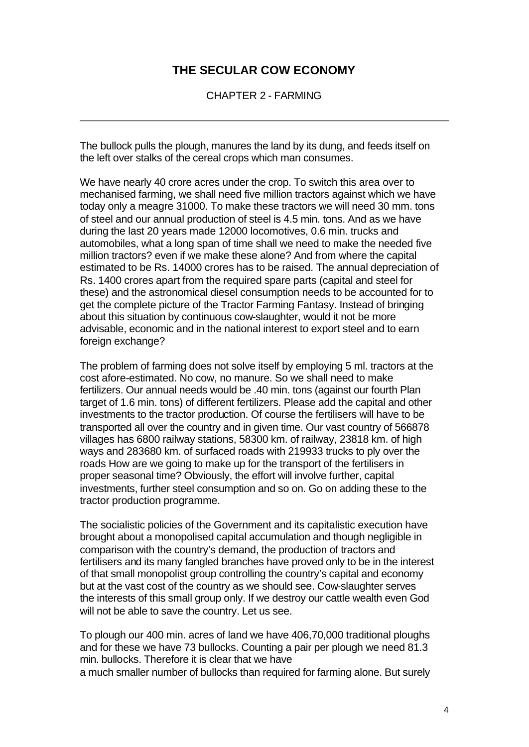# THE SECULAR COW ECONOMY

CHAPTER 2 - FARMING

---

The bullock pulls the plough, manures the land by its dung, and feeds itself on the left over stalks of the cereal crops which man consumes.

We have nearly 40 crore acres under the crop. To switch this area over to mechanised farming, we shall need five million tractors against which we have today only a meagre 31000. To make these tractors we will need 30 mm. tons of steel and our annual production of steel is 4.5 min. tons. And as we have during the last 20 years made 12000 locomotives, 0.6 min. trucks and automobiles, what a long span of time shall we need to make the needed five million tractors? even if we make these alone? And from where the capital estimated to be Rs. 14000 crores has to be raised. The annual depreciation of Rs. 1400 crores apart from the required spare parts (capital and steel for these) and the astronomical diesel consumption needs to be accounted for to get the complete picture of the Tractor Farming Fantasy. Instead of bringing about this situation by continuous cow-slaughter, would it not be more advisable, economic and in the national interest to export steel and to earn foreign exchange?

The problem of farming does not solve itself by employing 5 ml. tractors at the cost afore-estimated. No cow, no manure. So we shall need to make fertilizers. Our annual needs would be .40 min. tons (against our fourth Plan target of 1.6 min. tons) of different fertilizers. Please add the capital and other investments to the tractor production. Of course the fertilisers will have to be transported all over the country and in given time. Our vast country of 566878 villages has 6800 railway stations, 58300 km. of railway, 23818 km. of high ways and 283680 km. of surfaced roads with 219933 trucks to ply over the roads How are we going to make up for the transport of the fertilisers in proper seasonal time? Obviously, the effort will involve further, capital investments, further steel consumption and so on. Go on adding these to the tractor production programme.

The socialistic policies of the Government and its capitalistic execution have brought about a monopolised capital accumulation and though negligible in comparison with the country's demand, the production of tractors and fertilisers and its many fangled branches have proved only to be in the interest of that small monopolist group controlling the country's capital and economy but at the vast cost of the country as we should see. Cow-slaughter serves the interests of this small group only. If we destroy our cattle wealth even God will not be able to save the country. Let us see.

To plough our 400 min. acres of land we have 406,70,000 traditional ploughs and for these we have 73 bullocks. Counting a pair per plough we need 81.3 min. bullocks. Therefore it is clear that we have
a much smaller number of bullocks than required for farming alone. But surely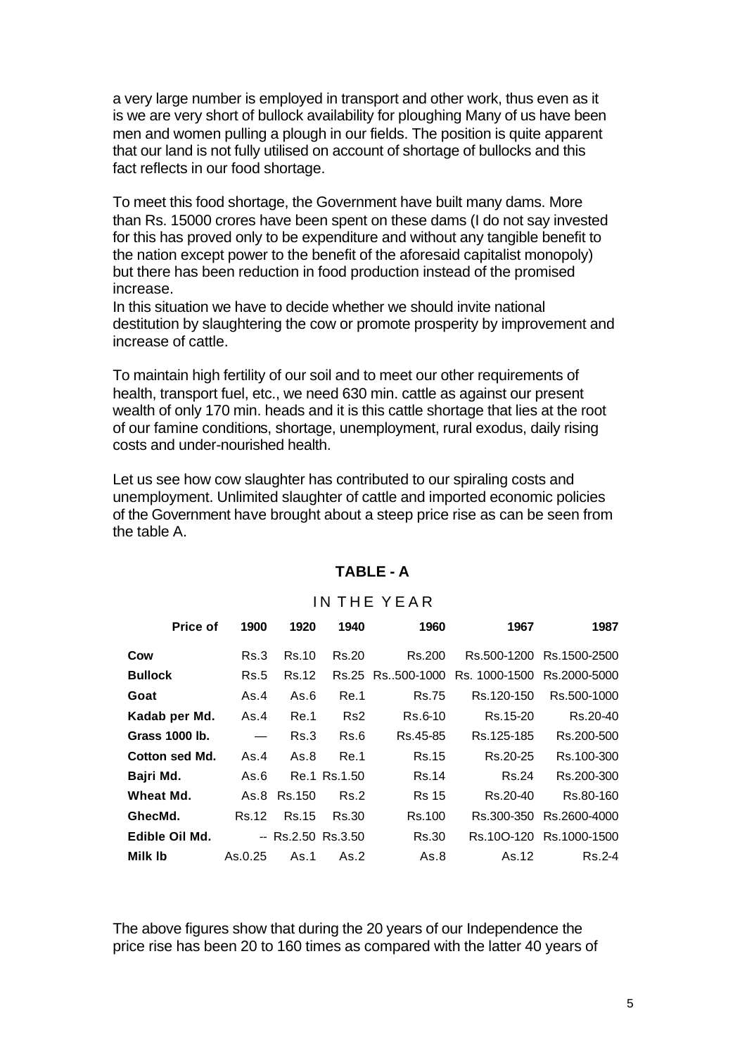a very large number is employed in transport and other work, thus even as it is we are very short of bullock availability for ploughing Many of us have been men and women pulling a plough in our fields. The position is quite apparent that our land is not fully utilised on account of shortage of bullocks and this fact reflects in our food shortage.

To meet this food shortage, the Government have built many dams. More than Rs. 15000 crores have been spent on these dams (I do not say invested for this has proved only to be expenditure and without any tangible benefit to the nation except power to the benefit of the aforesaid capitalist monopoly) but there has been reduction in food production instead of the promised increase.

In this situation we have to decide whether we should invite national destitution by slaughtering the cow or promote prosperity by improvement and increase of cattle.

To maintain high fertility of our soil and to meet our other requirements of health, transport fuel, etc., we need 630 mln. cattle as against our present wealth of only 170 mln. heads and it is this cattle shortage that lies at the root of our famine conditions, shortage, unemployment, rural exodus, daily rising costs and under-nourished health.

Let us see how cow slaughter has contributed to our spiraling costs and unemployment. Unlimited slaughter of cattle and imported economic policies of the Government have brought about a steep price rise as can be seen from the table A.

## TABLE - A

IN THE YEAR

| Price of | 1900 | 1920 | 1940 | 1960 | 1967 | 1987 |
|---|---|---|---|---|---|---|
| **Cow** | Rs.3 | Rs.10 | Rs.20 | Rs.200 | Rs.500-1200 | Rs.1500-2500 |
| **Bullock** | Rs.5 | Rs.12 | Rs.25 | Rs..500-1000 | Rs. 1000-1500 | Rs.2000-5000 |
| **Goat** | As.4 | As.6 | Re.1 | Rs.75 | Rs.120-150 | Rs.500-1000 |
| **Kadab per Md.** | As.4 | Re.1 | Rs2 | Rs.6-10 | Rs.15-20 | Rs.20-40 |
| **Grass 1000 lb.** | — | Rs.3 | Rs.6 | Rs.45-85 | Rs.125-185 | Rs.200-500 |
| **Cotton sed Md.** | As.4 | As.8 | Re.1 | Rs.15 | Rs.20-25 | Rs.100-300 |
| **Bajri Md.** | As.6 | Re.1 | Rs.1.50 | Rs.14 | Rs.24 | Rs.200-300 |
| **Wheat Md.** | As.8 | Rs.150 | Rs.2 | Rs 15 | Rs.20-40 | Rs.80-160 |
| **GhecMd.** | Rs.12 | Rs.15 | Rs.30 | Rs.100 | Rs.300-350 | Rs.2600-4000 |
| **Edible Oil Md.** | -- | Rs.2.50 | Rs.3.50 | Rs.30 | Rs.10O-120 | Rs.1000-1500 |
| **Milk lb** | As.0.25 | As.1 | As.2 | As.8 | As.12 | Rs.2-4 |

The above figures show that during the 20 years of our Independence the price rise has been 20 to 160 times as compared with the latter 40 years of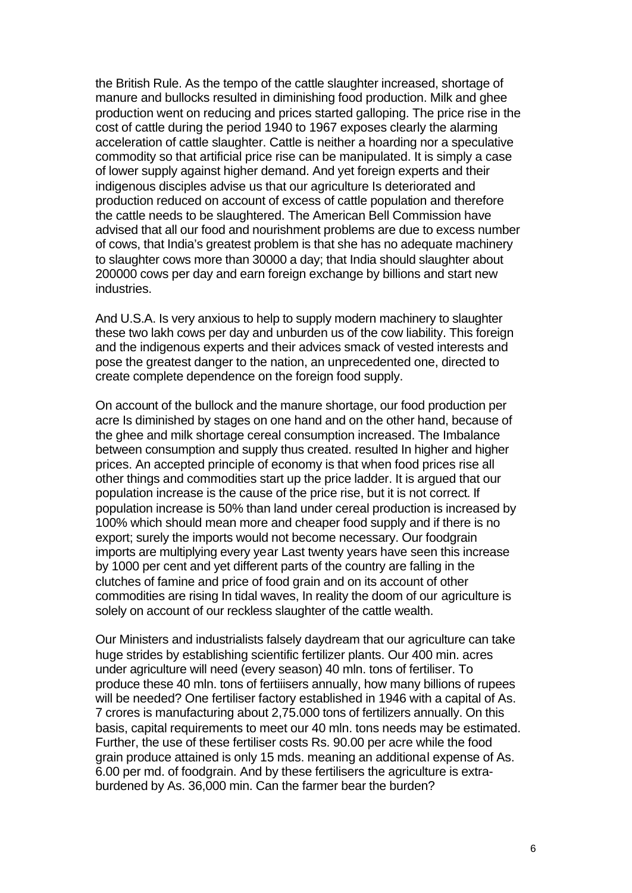the British Rule. As the tempo of the cattle slaughter increased, shortage of manure and bullocks resulted in diminishing food production. Milk and ghee production went on reducing and prices started galloping. The price rise in the cost of cattle during the period 1940 to 1967 exposes clearly the alarming acceleration of cattle slaughter. Cattle is neither a hoarding nor a speculative commodity so that artificial price rise can be manipulated. It is simply a case of lower supply against higher demand. And yet foreign experts and their indigenous disciples advise us that our agriculture Is deteriorated and production reduced on account of excess of cattle population and therefore the cattle needs to be slaughtered. The American Bell Commission have advised that all our food and nourishment problems are due to excess number of cows, that India's greatest problem is that she has no adequate machinery to slaughter cows more than 30000 a day; that India should slaughter about 200000 cows per day and earn foreign exchange by billions and start new industries.

And U.S.A. Is very anxious to help to supply modern machinery to slaughter these two lakh cows per day and unburden us of the cow liability. This foreign and the indigenous experts and their advices smack of vested interests and pose the greatest danger to the nation, an unprecedented one, directed to create complete dependence on the foreign food supply.

On account of the bullock and the manure shortage, our food production per acre Is diminished by stages on one hand and on the other hand, because of the ghee and milk shortage cereal consumption increased. The Imbalance between consumption and supply thus created. resulted In higher and higher prices. An accepted principle of economy is that when food prices rise all other things and commodities start up the price ladder. It is argued that our population increase is the cause of the price rise, but it is not correct. If population increase is 50% than land under cereal production is increased by 100% which should mean more and cheaper food supply and if there is no export; surely the imports would not become necessary. Our foodgrain imports are multiplying every year Last twenty years have seen this increase by 1000 per cent and yet different parts of the country are falling in the clutches of famine and price of food grain and on its account of other commodities are rising In tidal waves, In reality the doom of our agriculture is solely on account of our reckless slaughter of the cattle wealth.

Our Ministers and industrialists falsely daydream that our agriculture can take huge strides by establishing scientific fertilizer plants. Our 400 min. acres under agriculture will need (every season) 40 mln. tons of fertiliser. To produce these 40 mln. tons of fertiisers annually, how many billions of rupees will be needed? One fertiliser factory established in 1946 with a capital of As. 7 crores is manufacturing about 2,75.000 tons of fertilizers annually. On this basis, capital requirements to meet our 40 mln. tons needs may be estimated. Further, the use of these fertiliser costs Rs. 90.00 per acre while the food grain produce attained is only 15 mds. meaning an additional expense of As. 6.00 per md. of foodgrain. And by these fertilisers the agriculture is extra-burdened by As. 36,000 min. Can the farmer bear the burden?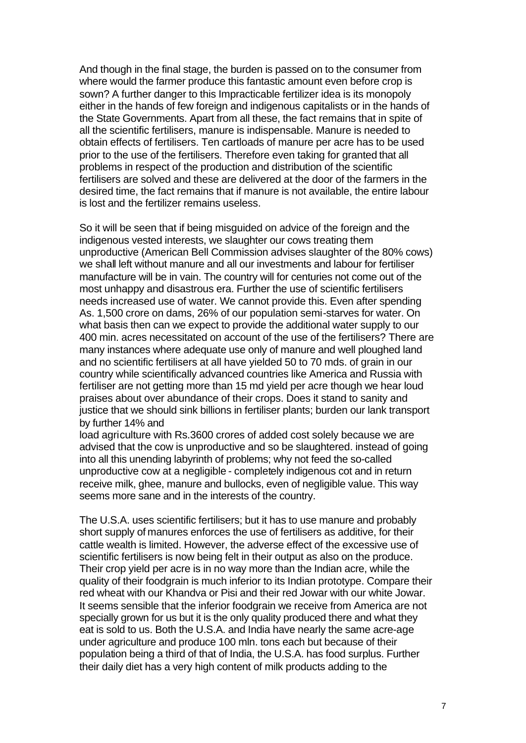And though in the final stage, the burden is passed on to the consumer from where would the farmer produce this fantastic amount even before crop is sown? A further danger to this Impracticable fertilizer idea is its monopoly either in the hands of few foreign and indigenous capitalists or in the hands of the State Governments. Apart from all these, the fact remains that in spite of all the scientific fertilisers, manure is indispensable. Manure is needed to obtain effects of fertilisers. Ten cartloads of manure per acre has to be used prior to the use of the fertilisers. Therefore even taking for granted that all problems in respect of the production and distribution of the scientific fertilisers are solved and these are delivered at the door of the farmers in the desired time, the fact remains that if manure is not available, the entire labour is lost and the fertilizer remains useless.

So it will be seen that if being misguided on advice of the foreign and the indigenous vested interests, we slaughter our cows treating them unproductive (American Bell Commission advises slaughter of the 80% cows) we shall left without manure and all our investments and labour for fertiliser manufacture will be in vain. The country will for centuries not come out of the most unhappy and disastrous era. Further the use of scientific fertilisers needs increased use of water. We cannot provide this. Even after spending As. 1,500 crore on dams, 26% of our population semi-starves for water. On what basis then can we expect to provide the additional water supply to our 400 min. acres necessitated on account of the use of the fertilisers? There are many instances where adequate use only of manure and well ploughed land and no scientific fertilisers at all have yielded 50 to 70 mds. of grain in our country while scientifically advanced countries like America and Russia with fertiliser are not getting more than 15 md yield per acre though we hear loud praises about over abundance of their crops. Does it stand to sanity and justice that we should sink billions in fertiliser plants; burden our lank transport by further 14% and
load agriculture with Rs.3600 crores of added cost solely because we are advised that the cow is unproductive and so be slaughtered. instead of going into all this unending labyrinth of problems; why not feed the so-called unproductive cow at a negligible - completely indigenous cot and in return receive milk, ghee, manure and bullocks, even of negligible value. This way seems more sane and in the interests of the country.

The U.S.A. uses scientific fertilisers; but it has to use manure and probably short supply of manures enforces the use of fertilisers as additive, for their cattle wealth is limited. However, the adverse effect of the excessive use of scientific fertilisers is now being felt in their output as also on the produce. Their crop yield per acre is in no way more than the Indian acre, while the quality of their foodgrain is much inferior to its Indian prototype. Compare their red wheat with our Khandva or Pisi and their red Jowar with our white Jowar. It seems sensible that the inferior foodgrain we receive from America are not specially grown for us but it is the only quality produced there and what they eat is sold to us. Both the U.S.A. and India have nearly the same acre-age under agriculture and produce 100 mln. tons each but because of their population being a third of that of India, the U.S.A. has food surplus. Further their daily diet has a very high content of milk products adding to the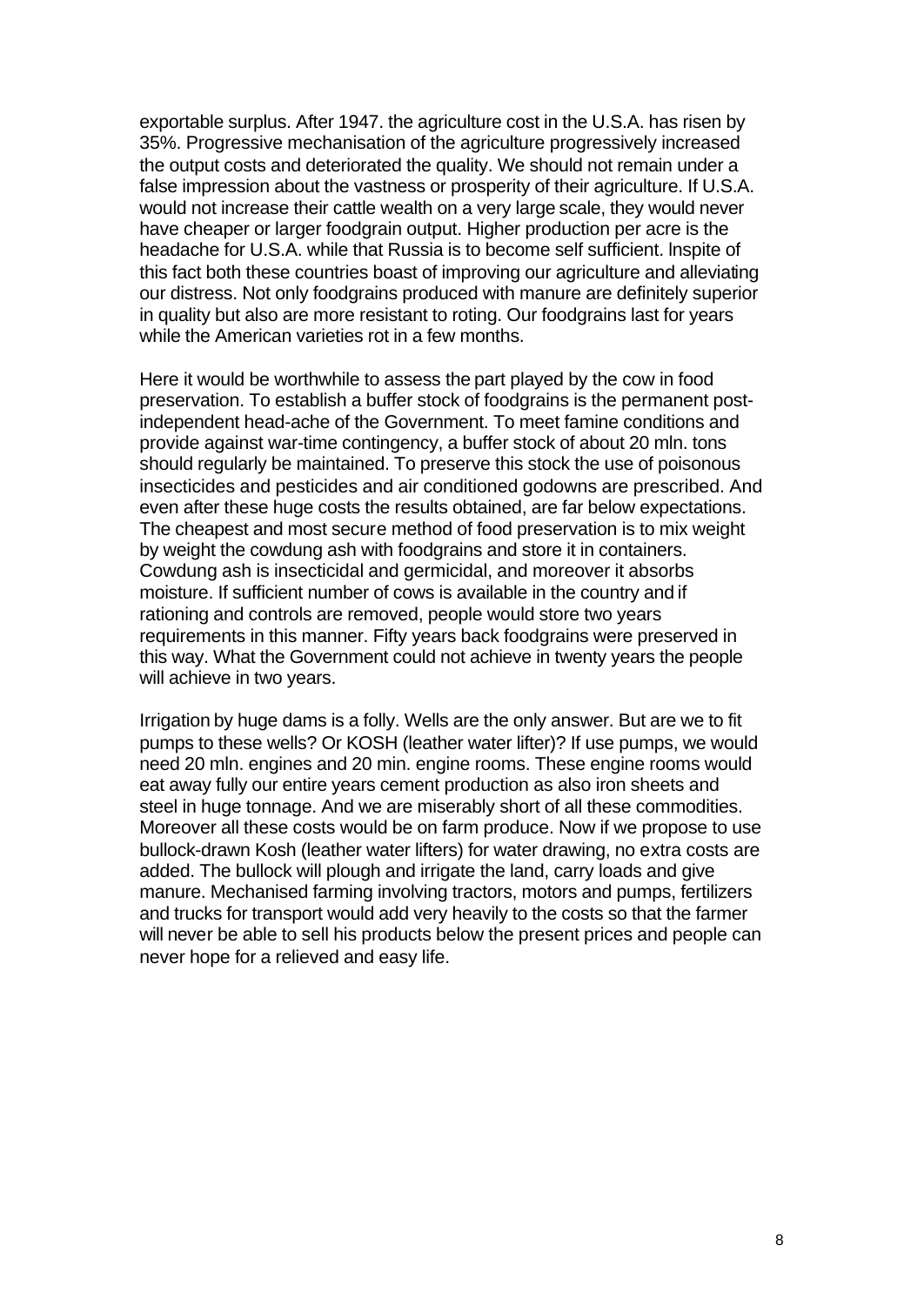exportable surplus. After 1947. the agriculture cost in the U.S.A. has risen by 35%. Progressive mechanisation of the agriculture progressively increased the output costs and deteriorated the quality. We should not remain under a false impression about the vastness or prosperity of their agriculture. If U.S.A. would not increase their cattle wealth on a very large scale, they would never have cheaper or larger foodgrain output. Higher production per acre is the headache for U.S.A. while that Russia is to become self sufficient. Inspite of this fact both these countries boast of improving our agriculture and alleviating our distress. Not only foodgrains produced with manure are definitely superior in quality but also are more resistant to roting. Our foodgrains last for years while the American varieties rot in a few months.

Here it would be worthwhile to assess the part played by the cow in food preservation. To establish a buffer stock of foodgrains is the permanent post-independent head-ache of the Government. To meet famine conditions and provide against war-time contingency, a buffer stock of about 20 mln. tons should regularly be maintained. To preserve this stock the use of poisonous insecticides and pesticides and air conditioned godowns are prescribed. And even after these huge costs the results obtained, are far below expectations. The cheapest and most secure method of food preservation is to mix weight by weight the cowdung ash with foodgrains and store it in containers. Cowdung ash is insecticidal and germicidal, and moreover it absorbs moisture. If sufficient number of cows is available in the country and if rationing and controls are removed, people would store two years requirements in this manner. Fifty years back foodgrains were preserved in this way. What the Government could not achieve in twenty years the people will achieve in two years.

Irrigation by huge dams is a folly. Wells are the only answer. But are we to fit pumps to these wells? Or KOSH (leather water lifter)? If use pumps, we would need 20 mln. engines and 20 mln. engine rooms. These engine rooms would eat away fully our entire years cement production as also iron sheets and steel in huge tonnage. And we are miserably short of all these commodities. Moreover all these costs would be on farm produce. Now if we propose to use bullock-drawn Kosh (leather water lifters) for water drawing, no extra costs are added. The bullock will plough and irrigate the land, carry loads and give manure. Mechanised farming involving tractors, motors and pumps, fertilizers and trucks for transport would add very heavily to the costs so that the farmer will never be able to sell his products below the present prices and people can never hope for a relieved and easy life.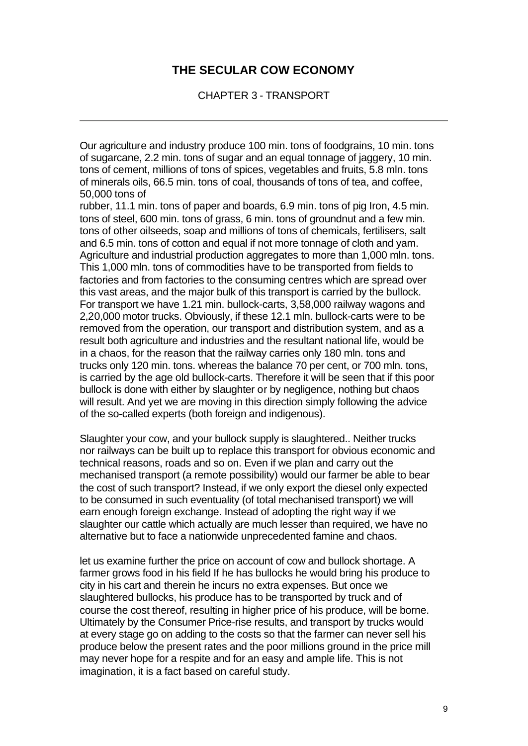# THE SECULAR COW ECONOMY

CHAPTER 3 - TRANSPORT

---

Our agriculture and industry produce 100 min. tons of foodgrains, 10 min. tons of sugarcane, 2.2 min. tons of sugar and an equal tonnage of jaggery, 10 min. tons of cement, millions of tons of spices, vegetables and fruits, 5.8 mln. tons of minerals oils, 66.5 min. tons of coal, thousands of tons of tea, and coffee, 50,000 tons of
rubber, 11.1 min. tons of paper and boards, 6.9 min. tons of pig Iron, 4.5 min. tons of steel, 600 min. tons of grass, 6 min. tons of groundnut and a few min. tons of other oilseeds, soap and millions of tons of chemicals, fertilisers, salt and 6.5 min. tons of cotton and equal if not more tonnage of cloth and yam. Agriculture and industrial production aggregates to more than 1,000 mln. tons. This 1,000 mln. tons of commodities have to be transported from fields to factories and from factories to the consuming centres which are spread over this vast areas, and the major bulk of this transport is carried by the bullock. For transport we have 1.21 min. bullock-carts, 3,58,000 railway wagons and 2,20,000 motor trucks. Obviously, if these 12.1 mln. bullock-carts were to be removed from the operation, our transport and distribution system, and as a result both agriculture and industries and the resultant national life, would be in a chaos, for the reason that the railway carries only 180 mln. tons and trucks only 120 min. tons. whereas the balance 70 per cent, or 700 mln. tons, is carried by the age old bullock-carts. Therefore it will be seen that if this poor bullock is done with either by slaughter or by negligence, nothing but chaos will result. And yet we are moving in this direction simply following the advice of the so-called experts (both foreign and indigenous).

Slaughter your cow, and your bullock supply is slaughtered.. Neither trucks nor railways can be built up to replace this transport for obvious economic and technical reasons, roads and so on. Even if we plan and carry out the mechanised transport (a remote possibility) would our farmer be able to bear the cost of such transport? Instead, if we only export the diesel only expected to be consumed in such eventuality (of total mechanised transport) we will earn enough foreign exchange. Instead of adopting the right way if we slaughter our cattle which actually are much lesser than required, we have no alternative but to face a nationwide unprecedented famine and chaos.

let us examine further the price on account of cow and bullock shortage. A farmer grows food in his field If he has bullocks he would bring his produce to city in his cart and therein he incurs no extra expenses. But once we slaughtered bullocks, his produce has to be transported by truck and of course the cost thereof, resulting in higher price of his produce, will be borne. Ultimately by the Consumer Price-rise results, and transport by trucks would at every stage go on adding to the costs so that the farmer can never sell his produce below the present rates and the poor millions ground in the price mill may never hope for a respite and for an easy and ample life. This is not imagination, it is a fact based on careful study.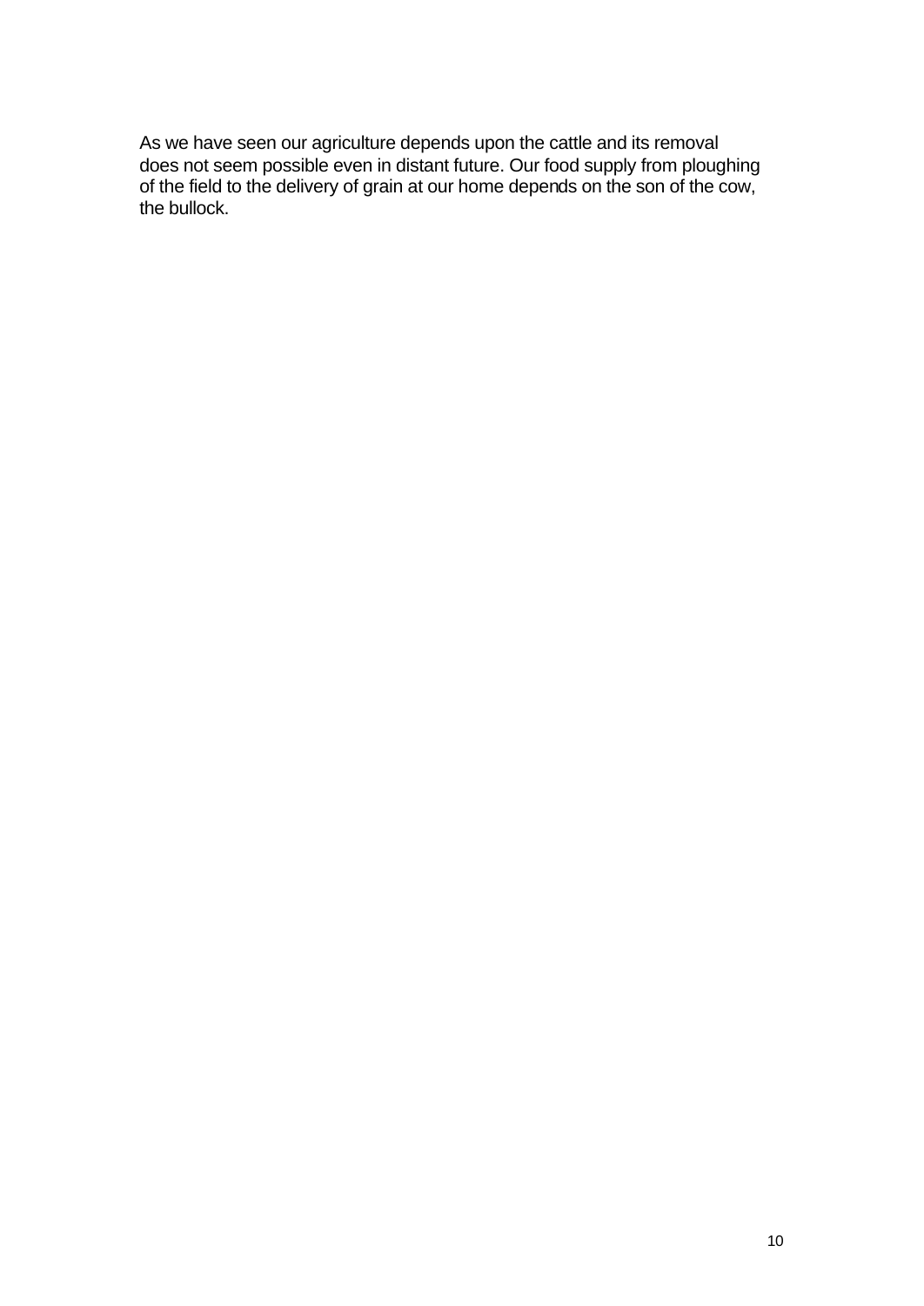As we have seen our agriculture depends upon the cattle and its removal does not seem possible even in distant future. Our food supply from ploughing of the field to the delivery of grain at our home depends on the son of the cow, the bullock.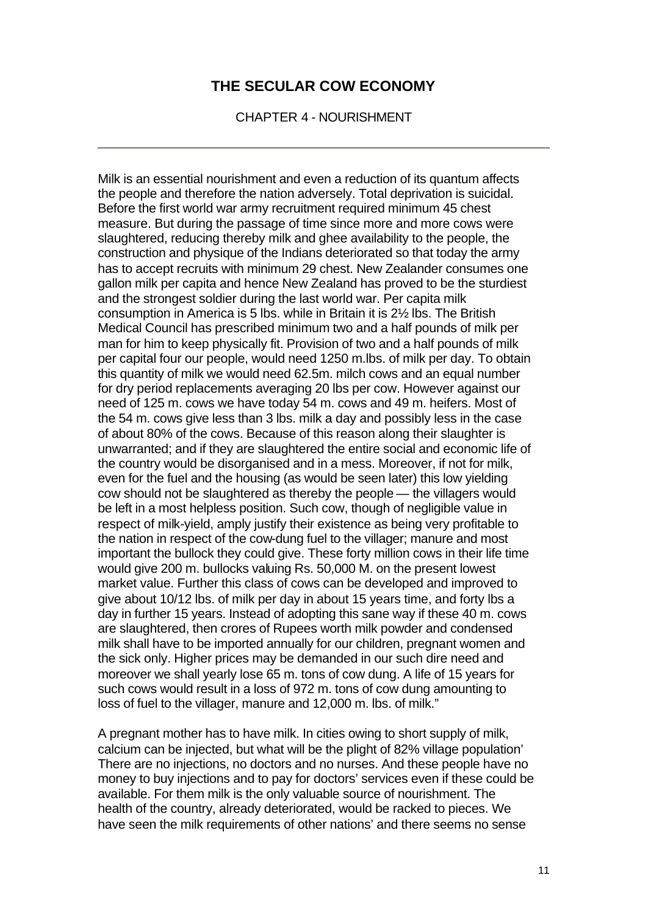# THE SECULAR COW ECONOMY

CHAPTER 4 - NOURISHMENT

---

Milk is an essential nourishment and even a reduction of its quantum affects the people and therefore the nation adversely. Total deprivation is suicidal. Before the first world war army recruitment required minimum 45 chest measure. But during the passage of time since more and more cows were slaughtered, reducing thereby milk and ghee availability to the people, the construction and physique of the Indians deteriorated so that today the army has to accept recruits with minimum 29 chest. New Zealander consumes one gallon milk per capita and hence New Zealand has proved to be the sturdiest and the strongest soldier during the last world war. Per capita milk consumption in America is 5 lbs. while in Britain it is 2½ lbs. The British Medical Council has prescribed minimum two and a half pounds of milk per man for him to keep physically fit. Provision of two and a half pounds of milk per capital four our people, would need 1250 m.lbs. of milk per day. To obtain this quantity of milk we would need 62.5m. milch cows and an equal number for dry period replacements averaging 20 lbs per cow. However against our need of 125 m. cows we have today 54 m. cows and 49 m. heifers. Most of the 54 m. cows give less than 3 lbs. milk a day and possibly less in the case of about 80% of the cows. Because of this reason along their slaughter is unwarranted; and if they are slaughtered the entire social and economic life of the country would be disorganised and in a mess. Moreover, if not for milk, even for the fuel and the housing (as would be seen later) this low yielding cow should not be slaughtered as thereby the people — the villagers would be left in a most helpless position. Such cow, though of negligible value in respect of milk-yield, amply justify their existence as being very profitable to the nation in respect of the cow-dung fuel to the villager; manure and most important the bullock they could give. These forty million cows in their life time would give 200 m. bullocks valuing Rs. 50,000 M. on the present lowest market value. Further this class of cows can be developed and improved to give about 10/12 lbs. of milk per day in about 15 years time, and forty lbs a day in further 15 years. Instead of adopting this sane way if these 40 m. cows are slaughtered, then crores of Rupees worth milk powder and condensed milk shall have to be imported annually for our children, pregnant women and the sick only. Higher prices may be demanded in our such dire need and moreover we shall yearly lose 65 m. tons of cow dung. A life of 15 years for such cows would result in a loss of 972 m. tons of cow dung amounting to loss of fuel to the villager, manure and 12,000 m. lbs. of milk."

A pregnant mother has to have milk. In cities owing to short supply of milk, calcium can be injected, but what will be the plight of 82% village population' There are no injections, no doctors and no nurses. And these people have no money to buy injections and to pay for doctors' services even if these could be available. For them milk is the only valuable source of nourishment. The health of the country, already deteriorated, would be racked to pieces. We have seen the milk requirements of other nations' and there seems no sense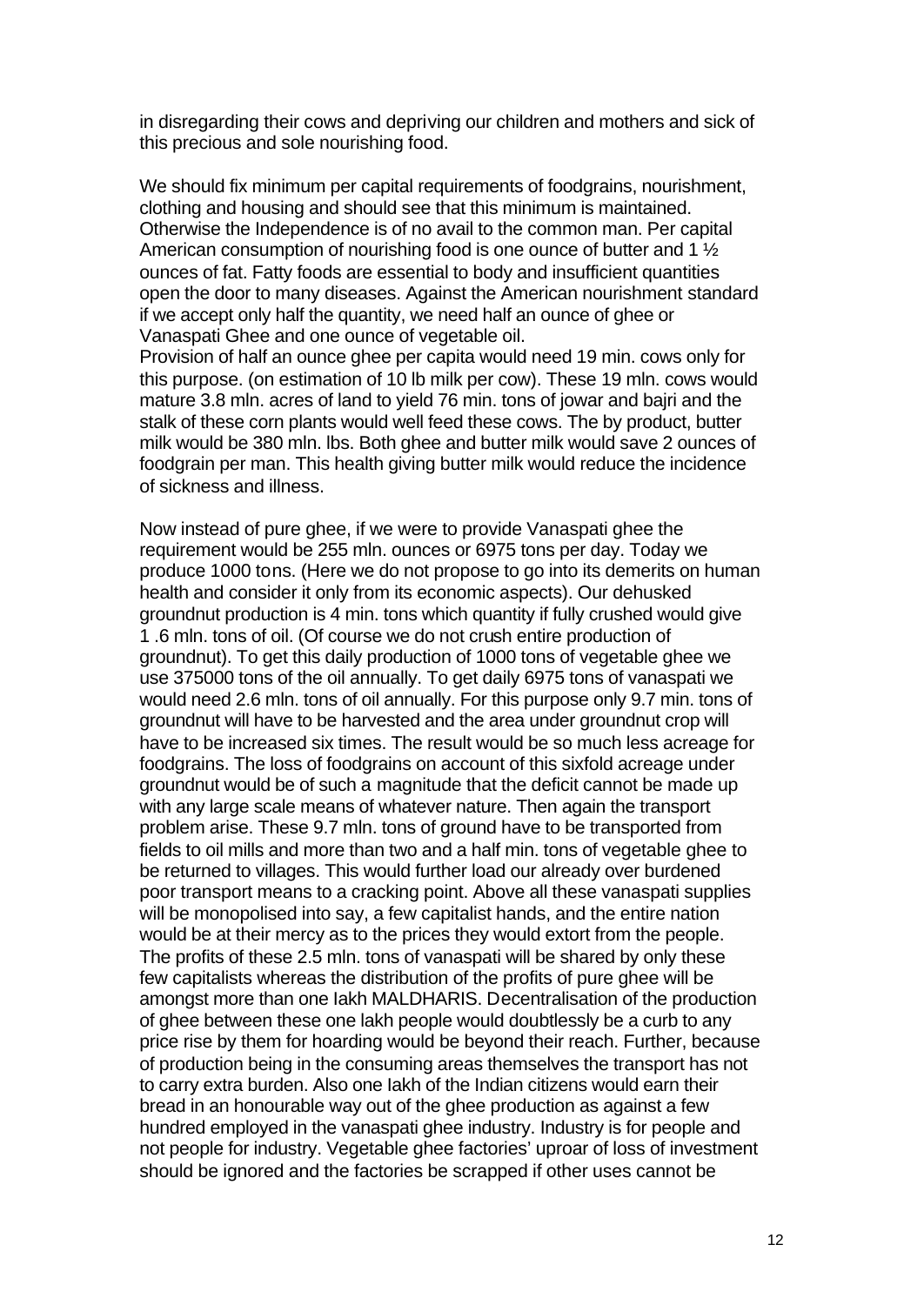in disregarding their cows and depriving our children and mothers and sick of this precious and sole nourishing food.

We should fix minimum per capital requirements of foodgrains, nourishment, clothing and housing and should see that this minimum is maintained. Otherwise the Independence is of no avail to the common man. Per capital American consumption of nourishing food is one ounce of butter and 1 ½ ounces of fat. Fatty foods are essential to body and insufficient quantities open the door to many diseases. Against the American nourishment standard if we accept only half the quantity, we need half an ounce of ghee or Vanaspati Ghee and one ounce of vegetable oil.

Provision of half an ounce ghee per capita would need 19 min. cows only for this purpose. (on estimation of 10 lb milk per cow). These 19 mln. cows would mature 3.8 mln. acres of land to yield 76 min. tons of jowar and bajri and the stalk of these corn plants would well feed these cows. The by product, butter milk would be 380 mln. lbs. Both ghee and butter milk would save 2 ounces of foodgrain per man. This health giving butter milk would reduce the incidence of sickness and illness.

Now instead of pure ghee, if we were to provide Vanaspati ghee the requirement would be 255 mln. ounces or 6975 tons per day. Today we produce 1000 tons. (Here we do not propose to go into its demerits on human health and consider it only from its economic aspects). Our dehusked groundnut production is 4 min. tons which quantity if fully crushed would give 1 .6 mln. tons of oil. (Of course we do not crush entire production of groundnut). To get this daily production of 1000 tons of vegetable ghee we use 375000 tons of the oil annually. To get daily 6975 tons of vanaspati we would need 2.6 mln. tons of oil annually. For this purpose only 9.7 min. tons of groundnut will have to be harvested and the area under groundnut crop will have to be increased six times. The result would be so much less acreage for foodgrains. The loss of foodgrains on account of this sixfold acreage under groundnut would be of such a magnitude that the deficit cannot be made up with any large scale means of whatever nature. Then again the transport problem arise. These 9.7 mln. tons of ground have to be transported from fields to oil mills and more than two and a half min. tons of vegetable ghee to be returned to villages. This would further load our already over burdened poor transport means to a cracking point. Above all these vanaspati supplies will be monopolised into say, a few capitalist hands, and the entire nation would be at their mercy as to the prices they would extort from the people. The profits of these 2.5 mln. tons of vanaspati will be shared by only these few capitalists whereas the distribution of the profits of pure ghee will be amongst more than one Iakh MALDHARIS. Decentralisation of the production of ghee between these one lakh people would doubtlessly be a curb to any price rise by them for hoarding would be beyond their reach. Further, because of production being in the consuming areas themselves the transport has not to carry extra burden. Also one Iakh of the Indian citizens would earn their bread in an honourable way out of the ghee production as against a few hundred employed in the vanaspati ghee industry. Industry is for people and not people for industry. Vegetable ghee factories' uproar of loss of investment should be ignored and the factories be scrapped if other uses cannot be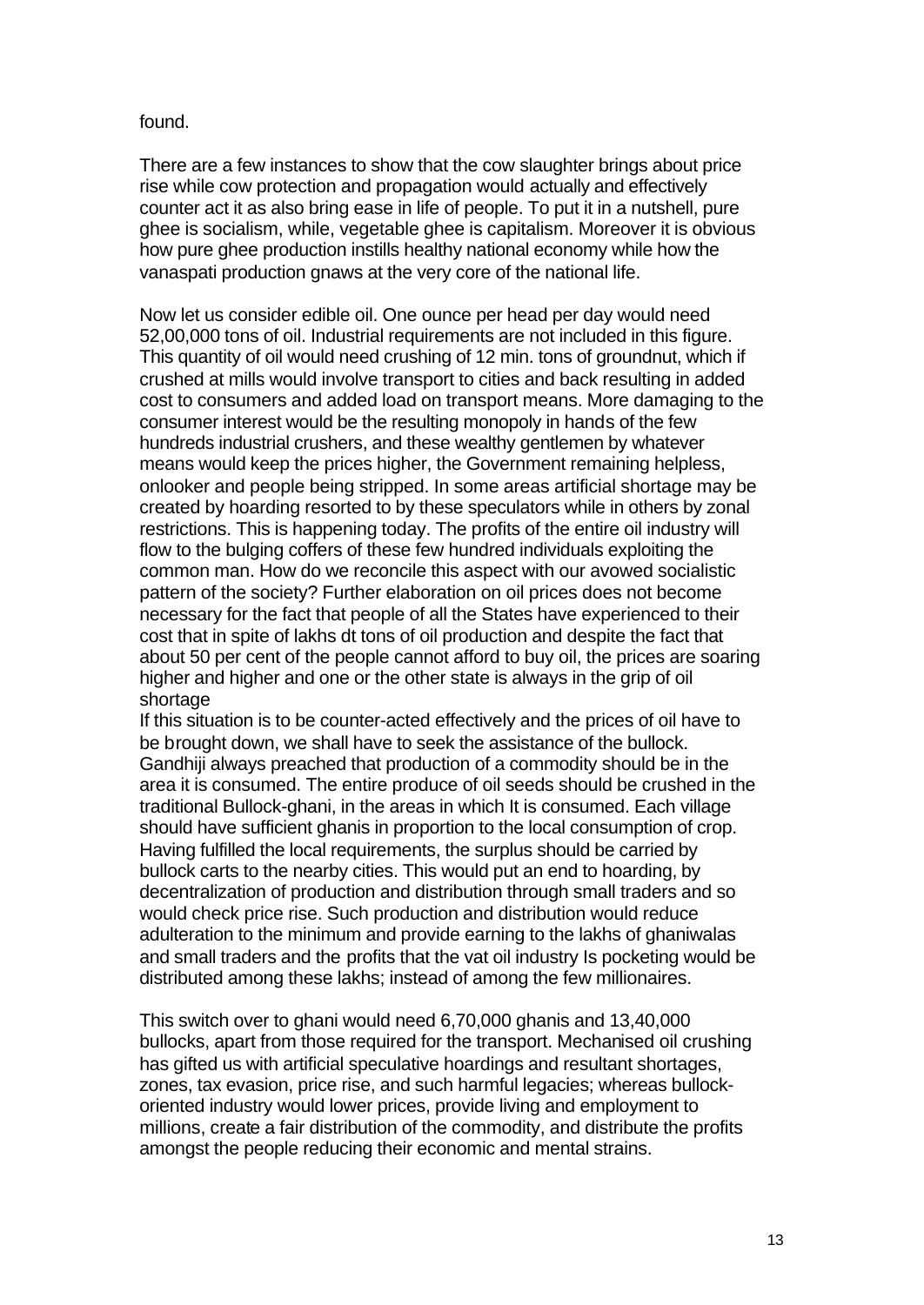found.

There are a few instances to show that the cow slaughter brings about price rise while cow protection and propagation would actually and effectively counter act it as also bring ease in life of people. To put it in a nutshell, pure ghee is socialism, while, vegetable ghee is capitalism. Moreover it is obvious how pure ghee production instills healthy national economy while how the vanaspati production gnaws at the very core of the national life.

Now let us consider edible oil. One ounce per head per day would need 52,00,000 tons of oil. Industrial requirements are not included in this figure. This quantity of oil would need crushing of 12 min. tons of groundnut, which if crushed at mills would involve transport to cities and back resulting in added cost to consumers and added load on transport means. More damaging to the consumer interest would be the resulting monopoly in hands of the few hundreds industrial crushers, and these wealthy gentlemen by whatever means would keep the prices higher, the Government remaining helpless, onlooker and people being stripped. In some areas artificial shortage may be created by hoarding resorted to by these speculators while in others by zonal restrictions. This is happening today. The profits of the entire oil industry will flow to the bulging coffers of these few hundred individuals exploiting the common man. How do we reconcile this aspect with our avowed socialistic pattern of the society? Further elaboration on oil prices does not become necessary for the fact that people of all the States have experienced to their cost that in spite of lakhs dt tons of oil production and despite the fact that about 50 per cent of the people cannot afford to buy oil, the prices are soaring higher and higher and one or the other state is always in the grip of oil shortage

If this situation is to be counter-acted effectively and the prices of oil have to be brought down, we shall have to seek the assistance of the bullock. Gandhiji always preached that production of a commodity should be in the area it is consumed. The entire produce of oil seeds should be crushed in the traditional Bullock-ghani, in the areas in which It is consumed. Each village should have sufficient ghanis in proportion to the local consumption of crop. Having fulfilled the local requirements, the surplus should be carried by bullock carts to the nearby cities. This would put an end to hoarding, by decentralization of production and distribution through small traders and so would check price rise. Such production and distribution would reduce adulteration to the minimum and provide earning to the lakhs of ghaniwalas and small traders and the profits that the vat oil industry Is pocketing would be distributed among these lakhs; instead of among the few millionaires.

This switch over to ghani would need 6,70,000 ghanis and 13,40,000 bullocks, apart from those required for the transport. Mechanised oil crushing has gifted us with artificial speculative hoardings and resultant shortages, zones, tax evasion, price rise, and such harmful legacies; whereas bullock-oriented industry would lower prices, provide living and employment to millions, create a fair distribution of the commodity, and distribute the profits amongst the people reducing their economic and mental strains.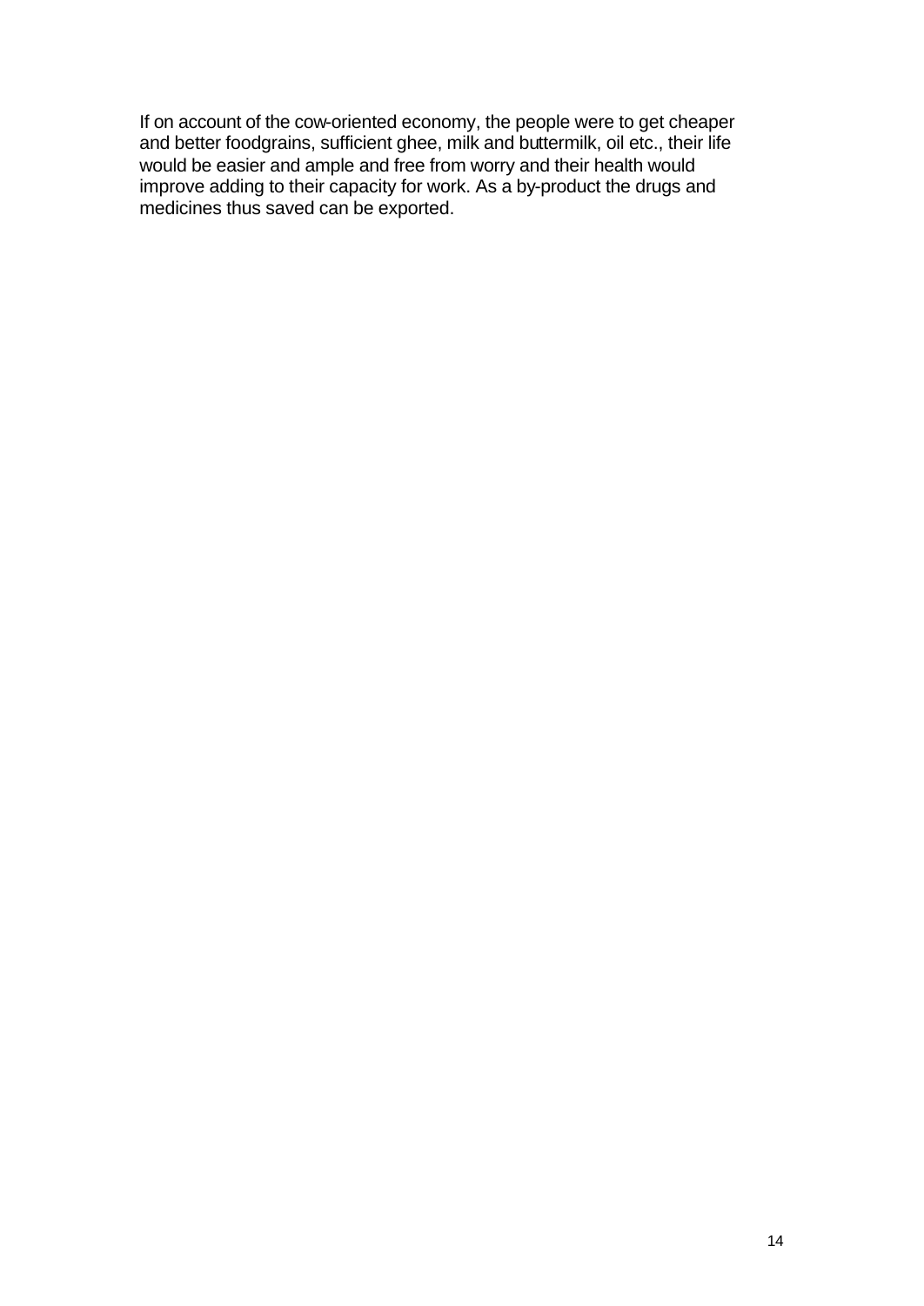If on account of the cow-oriented economy, the people were to get cheaper and better foodgrains, sufficient ghee, milk and buttermilk, oil etc., their life would be easier and ample and free from worry and their health would improve adding to their capacity for work. As a by-product the drugs and medicines thus saved can be exported.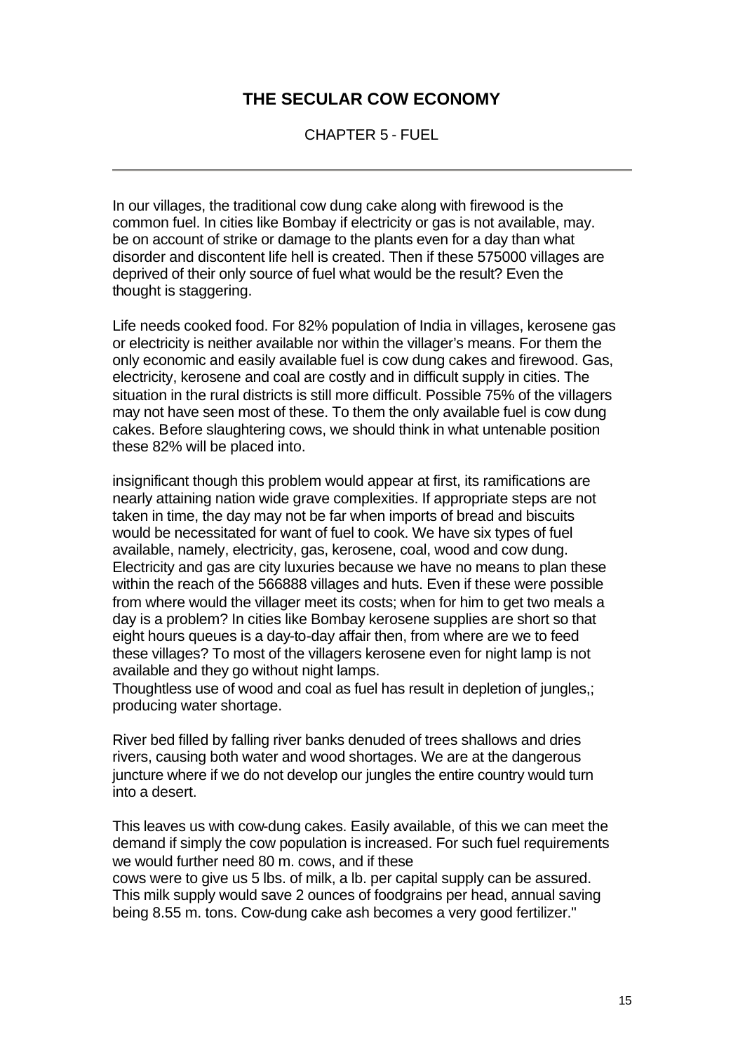## THE SECULAR COW ECONOMY

### CHAPTER 5 - FUEL

---

In our villages, the traditional cow dung cake along with firewood is the common fuel. In cities like Bombay if electricity or gas is not available, may. be on account of strike or damage to the plants even for a day than what disorder and discontent life hell is created. Then if these 575000 villages are deprived of their only source of fuel what would be the result? Even the thought is staggering.

Life needs cooked food. For 82% population of India in villages, kerosene gas or electricity is neither available nor within the villager's means. For them the only economic and easily available fuel is cow dung cakes and firewood. Gas, electricity, kerosene and coal are costly and in difficult supply in cities. The situation in the rural districts is still more difficult. Possible 75% of the villagers may not have seen most of these. To them the only available fuel is cow dung cakes. Before slaughtering cows, we should think in what untenable position these 82% will be placed into.

insignificant though this problem would appear at first, its ramifications are nearly attaining nation wide grave complexities. If appropriate steps are not taken in time, the day may not be far when imports of bread and biscuits would be necessitated for want of fuel to cook. We have six types of fuel available, namely, electricity, gas, kerosene, coal, wood and cow dung. Electricity and gas are city luxuries because we have no means to plan these within the reach of the 566888 villages and huts. Even if these were possible from where would the villager meet its costs; when for him to get two meals a day is a problem? In cities like Bombay kerosene supplies are short so that eight hours queues is a day-to-day affair then, from where are we to feed these villages? To most of the villagers kerosene even for night lamp is not available and they go without night lamps.
Thoughtless use of wood and coal as fuel has result in depletion of jungles,; producing water shortage.

River bed filled by falling river banks denuded of trees shallows and dries rivers, causing both water and wood shortages. We are at the dangerous juncture where if we do not develop our jungles the entire country would turn into a desert.

This leaves us with cow-dung cakes. Easily available, of this we can meet the demand if simply the cow population is increased. For such fuel requirements we would further need 80 m. cows, and if these
cows were to give us 5 lbs. of milk, a lb. per capital supply can be assured. This milk supply would save 2 ounces of foodgrains per head, annual saving being 8.55 m. tons. Cow-dung cake ash becomes a very good fertilizer."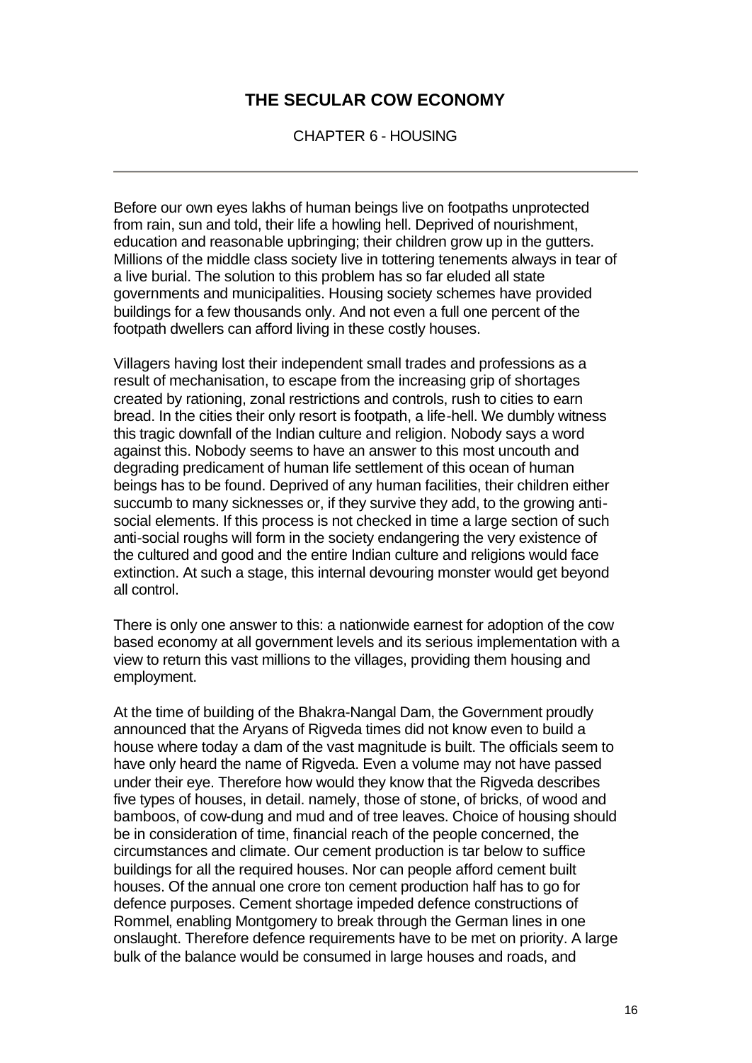# THE SECULAR COW ECONOMY

CHAPTER 6 - HOUSING

---

Before our own eyes lakhs of human beings live on footpaths unprotected from rain, sun and told, their life a howling hell. Deprived of nourishment, education and reasonable upbringing; their children grow up in the gutters. Millions of the middle class society live in tottering tenements always in tear of a live burial. The solution to this problem has so far eluded all state governments and municipalities. Housing society schemes have provided buildings for a few thousands only. And not even a full one percent of the footpath dwellers can afford living in these costly houses.

Villagers having lost their independent small trades and professions as a result of mechanisation, to escape from the increasing grip of shortages created by rationing, zonal restrictions and controls, rush to cities to earn bread. In the cities their only resort is footpath, a life-hell. We dumbly witness this tragic downfall of the Indian culture and religion. Nobody says a word against this. Nobody seems to have an answer to this most uncouth and degrading predicament of human life settlement of this ocean of human beings has to be found. Deprived of any human facilities, their children either succumb to many sicknesses or, if they survive they add, to the growing anti-social elements. If this process is not checked in time a large section of such anti-social roughs will form in the society endangering the very existence of the cultured and good and the entire Indian culture and religions would face extinction. At such a stage, this internal devouring monster would get beyond all control.

There is only one answer to this: a nationwide earnest for adoption of the cow based economy at all government levels and its serious implementation with a view to return this vast millions to the villages, providing them housing and employment.

At the time of building of the Bhakra-Nangal Dam, the Government proudly announced that the Aryans of Rigveda times did not know even to build a house where today a dam of the vast magnitude is built. The officials seem to have only heard the name of Rigveda. Even a volume may not have passed under their eye. Therefore how would they know that the Rigveda describes five types of houses, in detail. namely, those of stone, of bricks, of wood and bamboos, of cow-dung and mud and of tree leaves. Choice of housing should be in consideration of time, financial reach of the people concerned, the circumstances and climate. Our cement production is tar below to suffice buildings for all the required houses. Nor can people afford cement built houses. Of the annual one crore ton cement production half has to go for defence purposes. Cement shortage impeded defence constructions of Rommel, enabling Montgomery to break through the German lines in one onslaught. Therefore defence requirements have to be met on priority. A large bulk of the balance would be consumed in large houses and roads, and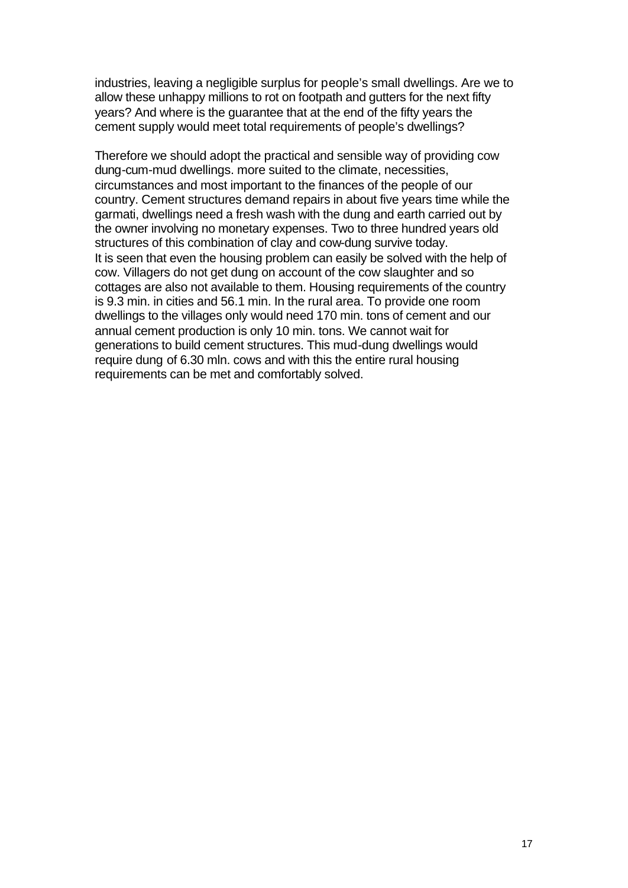industries, leaving a negligible surplus for people's small dwellings. Are we to allow these unhappy millions to rot on footpath and gutters for the next fifty years? And where is the guarantee that at the end of the fifty years the cement supply would meet total requirements of people's dwellings?

Therefore we should adopt the practical and sensible way of providing cow dung-cum-mud dwellings. more suited to the climate, necessities, circumstances and most important to the finances of the people of our country. Cement structures demand repairs in about five years time while the garmati, dwellings need a fresh wash with the dung and earth carried out by the owner involving no monetary expenses. Two to three hundred years old structures of this combination of clay and cow-dung survive today.
It is seen that even the housing problem can easily be solved with the help of cow. Villagers do not get dung on account of the cow slaughter and so cottages are also not available to them. Housing requirements of the country is 9.3 min. in cities and 56.1 min. In the rural area. To provide one room dwellings to the villages only would need 170 min. tons of cement and our annual cement production is only 10 min. tons. We cannot wait for generations to build cement structures. This mud-dung dwellings would require dung of 6.30 mln. cows and with this the entire rural housing requirements can be met and comfortably solved.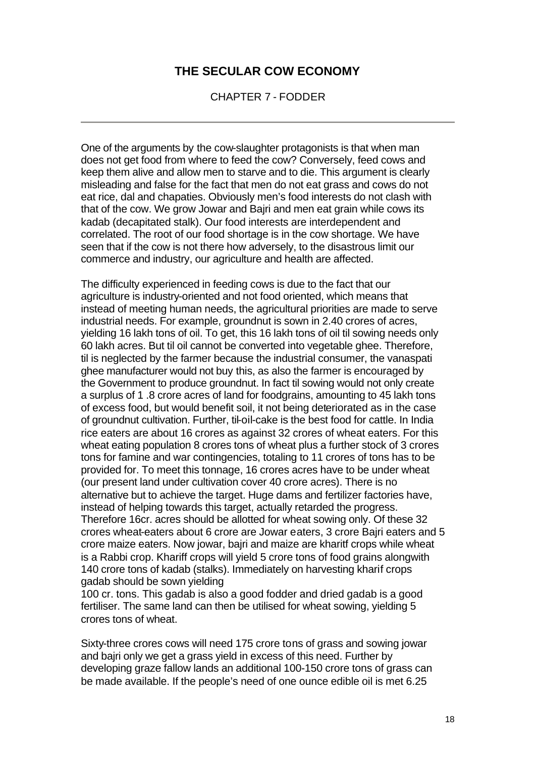# THE SECULAR COW ECONOMY

CHAPTER 7 - FODDER

---

One of the arguments by the cow-slaughter protagonists is that when man does not get food from where to feed the cow? Conversely, feed cows and keep them alive and allow men to starve and to die. This argument is clearly misleading and false for the fact that men do not eat grass and cows do not eat rice, dal and chapaties. Obviously men's food interests do not clash with that of the cow. We grow Jowar and Bajri and men eat grain while cows its kadab (decapitated stalk). Our food interests are interdependent and correlated. The root of our food shortage is in the cow shortage. We have seen that if the cow is not there how adversely, to the disastrous limit our commerce and industry, our agriculture and health are affected.

The difficulty experienced in feeding cows is due to the fact that our agriculture is industry-oriented and not food oriented, which means that instead of meeting human needs, the agricultural priorities are made to serve industrial needs. For example, groundnut is sown in 2.40 crores of acres, yielding 16 lakh tons of oil. To get, this 16 lakh tons of oil til sowing needs only 60 lakh acres. But til oil cannot be converted into vegetable ghee. Therefore, til is neglected by the farmer because the industrial consumer, the vanaspati ghee manufacturer would not buy this, as also the farmer is encouraged by the Government to produce groundnut. In fact til sowing would not only create a surplus of 1 .8 crore acres of land for foodgrains, amounting to 45 lakh tons of excess food, but would benefit soil, it not being deteriorated as in the case of groundnut cultivation. Further, til-oil-cake is the best food for cattle. In India rice eaters are about 16 crores as against 32 crores of wheat eaters. For this wheat eating population 8 crores tons of wheat plus a further stock of 3 crores tons for famine and war contingencies, totaling to 11 crores of tons has to be provided for. To meet this tonnage, 16 crores acres have to be under wheat (our present land under cultivation cover 40 crore acres). There is no alternative but to achieve the target. Huge dams and fertilizer factories have, instead of helping towards this target, actually retarded the progress. Therefore 16cr. acres should be allotted for wheat sowing only. Of these 32 crores wheat-eaters about 6 crore are Jowar eaters, 3 crore Bajri eaters and 5 crore maize eaters. Now jowar, bajri and maize are kharitf crops while wheat is a Rabbi crop. Khariff crops will yield 5 crore tons of food grains alongwith 140 crore tons of kadab (stalks). Immediately on harvesting kharif crops gadab should be sown yielding 100 cr. tons. This gadab is also a good fodder and dried gadab is a good fertiliser. The same land can then be utilised for wheat sowing, yielding 5 crores tons of wheat.

Sixty-three crores cows will need 175 crore tons of grass and sowing jowar and bajri only we get a grass yield in excess of this need. Further by developing graze fallow lands an additional 100-150 crore tons of grass can be made available. If the people's need of one ounce edible oil is met 6.25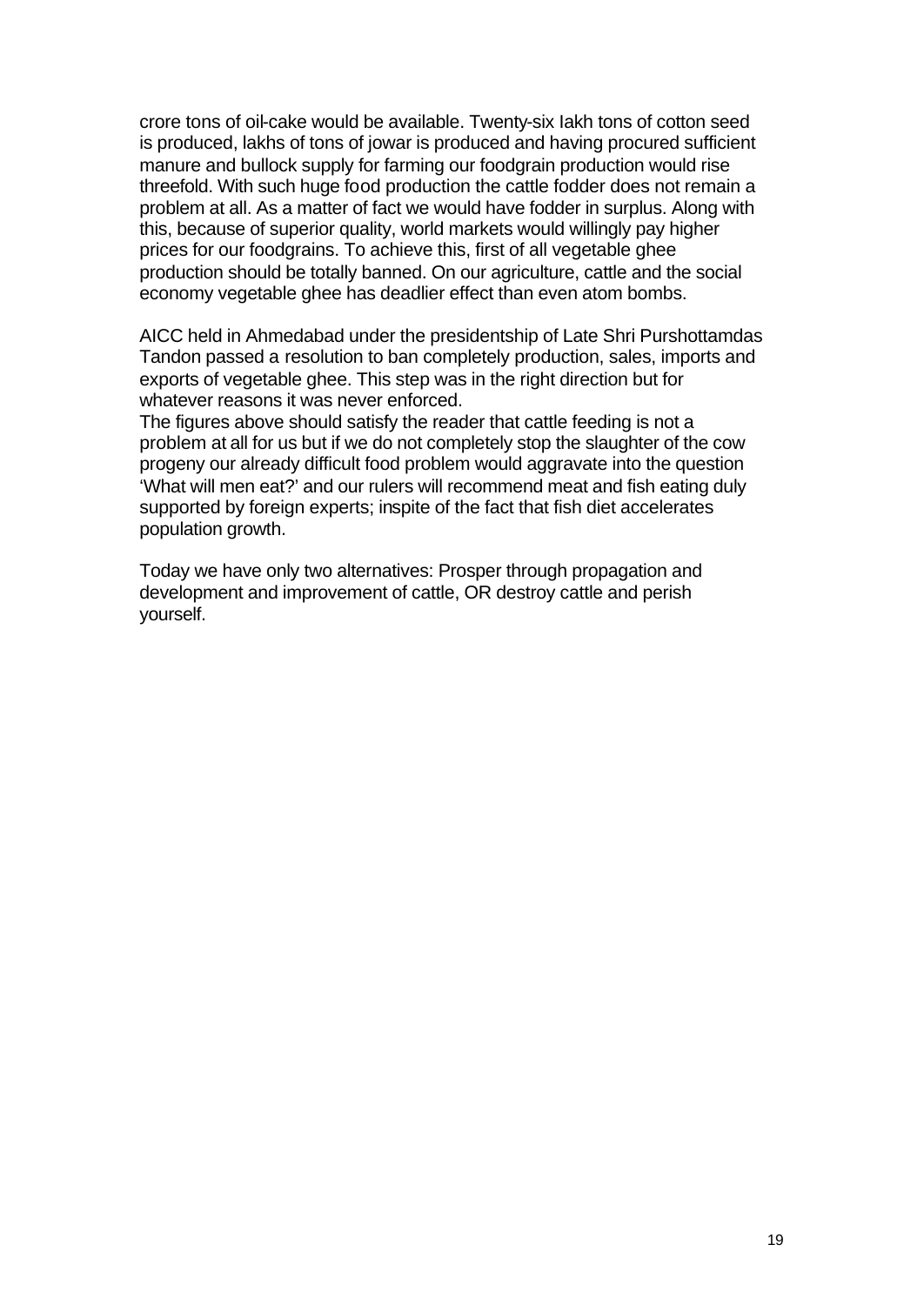crore tons of oil-cake would be available. Twenty-six Iakh tons of cotton seed is produced, lakhs of tons of jowar is produced and having procured sufficient manure and bullock supply for farming our foodgrain production would rise threefold. With such huge food production the cattle fodder does not remain a problem at all. As a matter of fact we would have fodder in surplus. Along with this, because of superior quality, world markets would willingly pay higher prices for our foodgrains. To achieve this, first of all vegetable ghee production should be totally banned. On our agriculture, cattle and the social economy vegetable ghee has deadlier effect than even atom bombs.

AICC held in Ahmedabad under the presidentship of Late Shri Purshottamdas Tandon passed a resolution to ban completely production, sales, imports and exports of vegetable ghee. This step was in the right direction but for whatever reasons it was never enforced.
The figures above should satisfy the reader that cattle feeding is not a problem at all for us but if we do not completely stop the slaughter of the cow progeny our already difficult food problem would aggravate into the question 'What will men eat?' and our rulers will recommend meat and fish eating duly supported by foreign experts; inspite of the fact that fish diet accelerates population growth.

Today we have only two alternatives: Prosper through propagation and development and improvement of cattle, OR destroy cattle and perish yourself.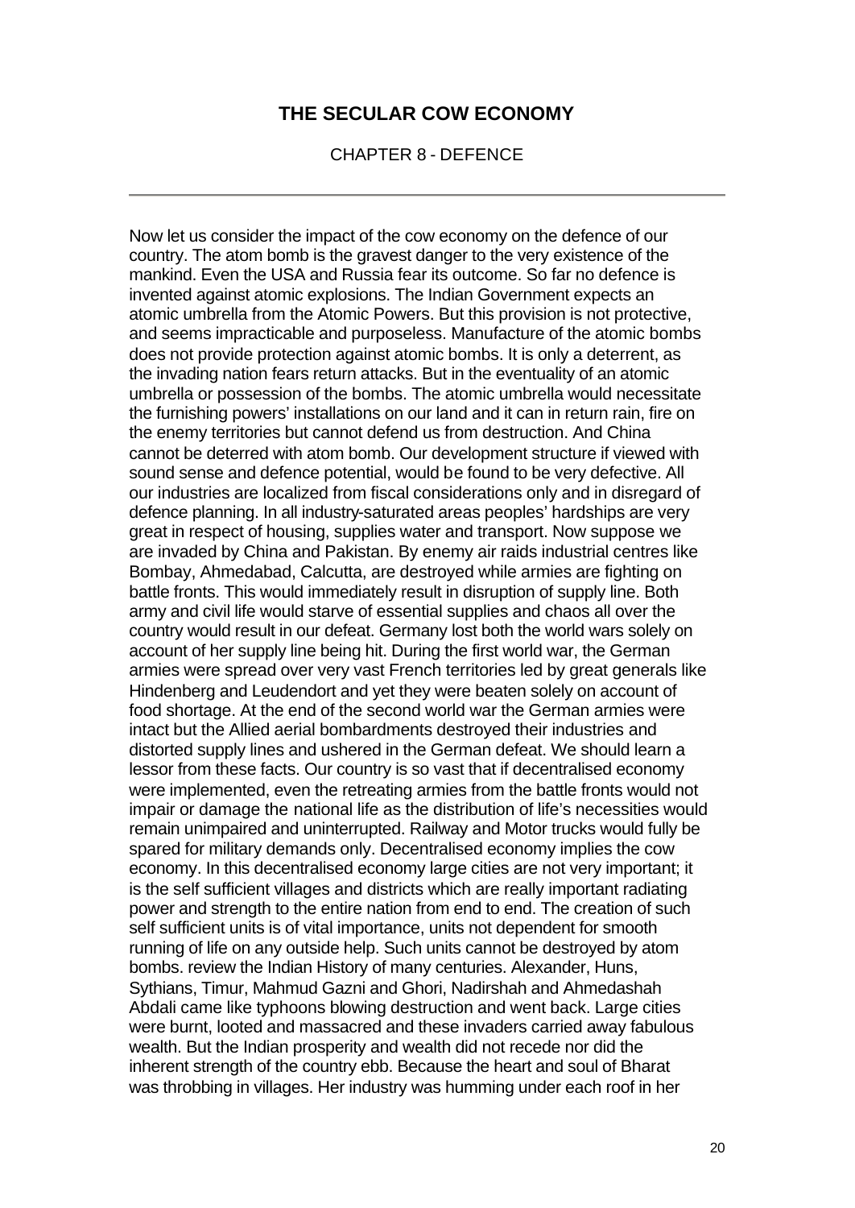## THE SECULAR COW ECONOMY

CHAPTER 8 - DEFENCE

---

Now let us consider the impact of the cow economy on the defence of our country. The atom bomb is the gravest danger to the very existence of the mankind. Even the USA and Russia fear its outcome. So far no defence is invented against atomic explosions. The Indian Government expects an atomic umbrella from the Atomic Powers. But this provision is not protective, and seems impracticable and purposeless. Manufacture of the atomic bombs does not provide protection against atomic bombs. It is only a deterrent, as the invading nation fears return attacks. But in the eventuality of an atomic umbrella or possession of the bombs. The atomic umbrella would necessitate the furnishing powers' installations on our land and it can in return rain, fire on the enemy territories but cannot defend us from destruction. And China cannot be deterred with atom bomb. Our development structure if viewed with sound sense and defence potential, would be found to be very defective. All our industries are localized from fiscal considerations only and in disregard of defence planning. In all industry-saturated areas peoples' hardships are very great in respect of housing, supplies water and transport. Now suppose we are invaded by China and Pakistan. By enemy air raids industrial centres like Bombay, Ahmedabad, Calcutta, are destroyed while armies are fighting on battle fronts. This would immediately result in disruption of supply line. Both army and civil life would starve of essential supplies and chaos all over the country would result in our defeat. Germany lost both the world wars solely on account of her supply line being hit. During the first world war, the German armies were spread over very vast French territories led by great generals like Hindenberg and Leudendort and yet they were beaten solely on account of food shortage. At the end of the second world war the German armies were intact but the Allied aerial bombardments destroyed their industries and distorted supply lines and ushered in the German defeat. We should learn a lessor from these facts. Our country is so vast that if decentralised economy were implemented, even the retreating armies from the battle fronts would not impair or damage the national life as the distribution of life's necessities would remain unimpaired and uninterrupted. Railway and Motor trucks would fully be spared for military demands only. Decentralised economy implies the cow economy. In this decentralised economy large cities are not very important; it is the self sufficient villages and districts which are really important radiating power and strength to the entire nation from end to end. The creation of such self sufficient units is of vital importance, units not dependent for smooth running of life on any outside help. Such units cannot be destroyed by atom bombs. review the Indian History of many centuries. Alexander, Huns, Sythians, Timur, Mahmud Gazni and Ghori, Nadirshah and Ahmedashah Abdali came like typhoons blowing destruction and went back. Large cities were burnt, looted and massacred and these invaders carried away fabulous wealth. But the Indian prosperity and wealth did not recede nor did the inherent strength of the country ebb. Because the heart and soul of Bharat was throbbing in villages. Her industry was humming under each roof in her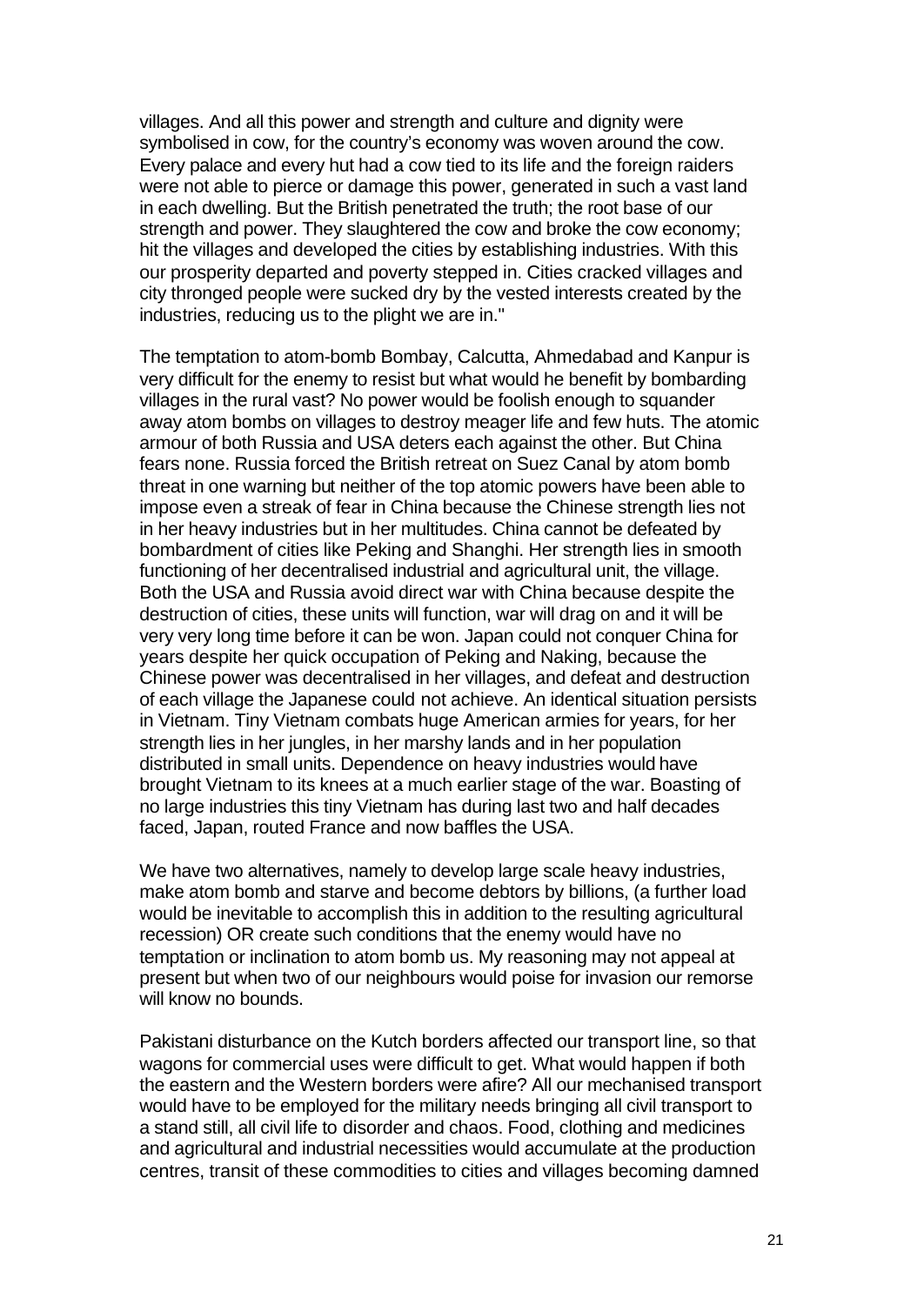villages. And all this power and strength and culture and dignity were symbolised in cow, for the country's economy was woven around the cow. Every palace and every hut had a cow tied to its life and the foreign raiders were not able to pierce or damage this power, generated in such a vast land in each dwelling. But the British penetrated the truth; the root base of our strength and power. They slaughtered the cow and broke the cow economy; hit the villages and developed the cities by establishing industries. With this our prosperity departed and poverty stepped in. Cities cracked villages and city thronged people were sucked dry by the vested interests created by the industries, reducing us to the plight we are in."

The temptation to atom-bomb Bombay, Calcutta, Ahmedabad and Kanpur is very difficult for the enemy to resist but what would he benefit by bombarding villages in the rural vast? No power would be foolish enough to squander away atom bombs on villages to destroy meager life and few huts. The atomic armour of both Russia and USA deters each against the other. But China fears none. Russia forced the British retreat on Suez Canal by atom bomb threat in one warning but neither of the top atomic powers have been able to impose even a streak of fear in China because the Chinese strength lies not in her heavy industries but in her multitudes. China cannot be defeated by bombardment of cities like Peking and Shanghi. Her strength lies in smooth functioning of her decentralised industrial and agricultural unit, the village. Both the USA and Russia avoid direct war with China because despite the destruction of cities, these units will function, war will drag on and it will be very very long time before it can be won. Japan could not conquer China for years despite her quick occupation of Peking and Naking, because the Chinese power was decentralised in her villages, and defeat and destruction of each village the Japanese could not achieve. An identical situation persists in Vietnam. Tiny Vietnam combats huge American armies for years, for her strength lies in her jungles, in her marshy lands and in her population distributed in small units. Dependence on heavy industries would have brought Vietnam to its knees at a much earlier stage of the war. Boasting of no large industries this tiny Vietnam has during last two and half decades faced, Japan, routed France and now baffles the USA.

We have two alternatives, namely to develop large scale heavy industries, make atom bomb and starve and become debtors by billions, (a further load would be inevitable to accomplish this in addition to the resulting agricultural recession) OR create such conditions that the enemy would have no temptation or inclination to atom bomb us. My reasoning may not appeal at present but when two of our neighbours would poise for invasion our remorse will know no bounds.

Pakistani disturbance on the Kutch borders affected our transport line, so that wagons for commercial uses were difficult to get. What would happen if both the eastern and the Western borders were afire? All our mechanised transport would have to be employed for the military needs bringing all civil transport to a stand still, all civil life to disorder and chaos. Food, clothing and medicines and agricultural and industrial necessities would accumulate at the production centres, transit of these commodities to cities and villages becoming damned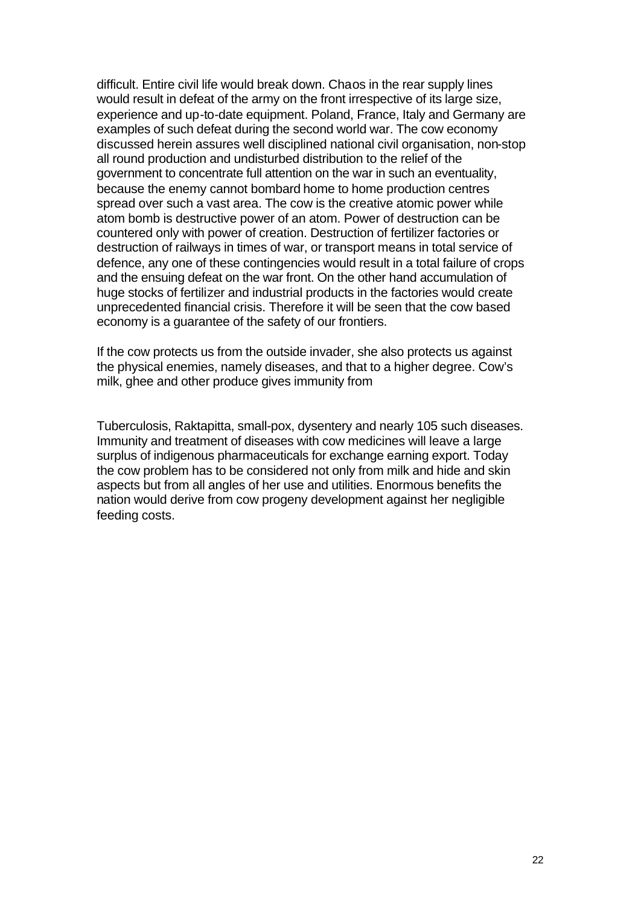difficult. Entire civil life would break down. Chaos in the rear supply lines would result in defeat of the army on the front irrespective of its large size, experience and up-to-date equipment. Poland, France, Italy and Germany are examples of such defeat during the second world war. The cow economy discussed herein assures well disciplined national civil organisation, non-stop all round production and undisturbed distribution to the relief of the government to concentrate full attention on the war in such an eventuality, because the enemy cannot bombard home to home production centres spread over such a vast area. The cow is the creative atomic power while atom bomb is destructive power of an atom. Power of destruction can be countered only with power of creation. Destruction of fertilizer factories or destruction of railways in times of war, or transport means in total service of defence, any one of these contingencies would result in a total failure of crops and the ensuing defeat on the war front. On the other hand accumulation of huge stocks of fertilizer and industrial products in the factories would create unprecedented financial crisis. Therefore it will be seen that the cow based economy is a guarantee of the safety of our frontiers.

If the cow protects us from the outside invader, she also protects us against the physical enemies, namely diseases, and that to a higher degree. Cow's milk, ghee and other produce gives immunity from

Tuberculosis, Raktapitta, small-pox, dysentery and nearly 105 such diseases. Immunity and treatment of diseases with cow medicines will leave a large surplus of indigenous pharmaceuticals for exchange earning export. Today the cow problem has to be considered not only from milk and hide and skin aspects but from all angles of her use and utilities. Enormous benefits the nation would derive from cow progeny development against her negligible feeding costs.